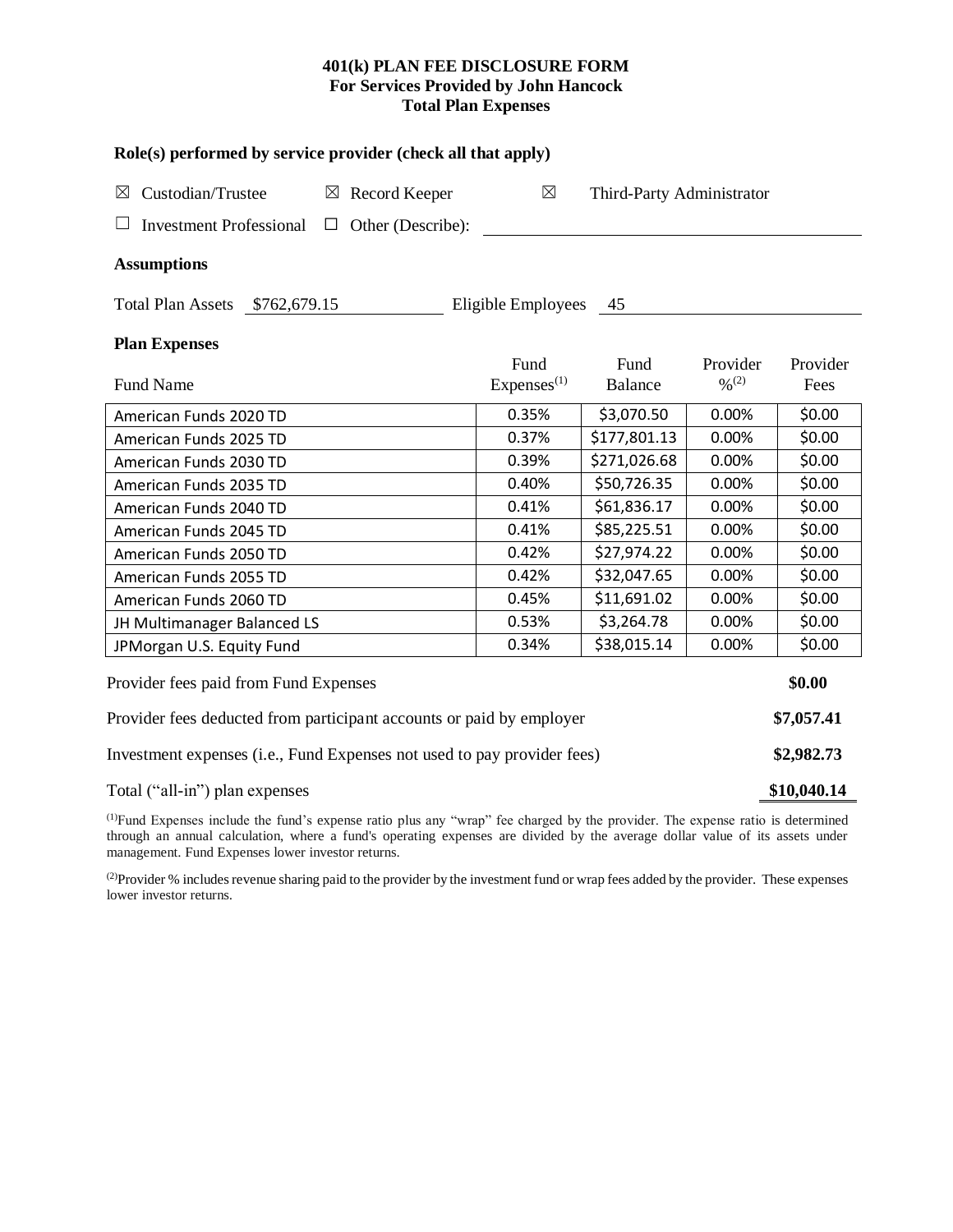# 401(k) PLAN FEE DISCLOSURE FORM
## For Services Provided by John Hancock
## Total Plan Expenses

### Role(s) performed by service provider (check all that apply)

☒ Custodian/Trustee ☒ Record Keeper ☒ Third-Party Administrator

☐ Investment Professional ☐ Other (Describe): ____________________

### Assumptions

Total Plan Assets $762,679.15 Eligible Employees 45

### Plan Expenses

| Fund Name | Fund Expenses[(1)] | Fund Balance | Provider %[(2)] | Provider Fees |
|---|---|---|---|---|
| American Funds 2020 TD | 0.35% | $3,070.50 | 0.00% | $0.00 |
| American Funds 2025 TD | 0.37% | $177,801.13 | 0.00% | $0.00 |
| American Funds 2030 TD | 0.39% | $271,026.68 | 0.00% | $0.00 |
| American Funds 2035 TD | 0.40% | $50,726.35 | 0.00% | $0.00 |
| American Funds 2040 TD | 0.41% | $61,836.17 | 0.00% | $0.00 |
| American Funds 2045 TD | 0.41% | $85,225.51 | 0.00% | $0.00 |
| American Funds 2050 TD | 0.42% | $27,974.22 | 0.00% | $0.00 |
| American Funds 2055 TD | 0.42% | $32,047.65 | 0.00% | $0.00 |
| American Funds 2060 TD | 0.45% | $11,691.02 | 0.00% | $0.00 |
| JH Multimanager Balanced LS | 0.53% | $3,264.78 | 0.00% | $0.00 |
| JPMorgan U.S. Equity Fund | 0.34% | $38,015.14 | 0.00% | $0.00 |

| | |
|---|---|
| Provider fees paid from Fund Expenses | **$0.00** |
| Provider fees deducted from participant accounts or paid by employer | **$7,057.41** |
| Investment expenses (i.e., Fund Expenses not used to pay provider fees) | **$2,982.73** |
| Total ("all-in") plan expenses | **$10,040.14** |

[(1)]Fund Expenses include the fund's expense ratio plus any "wrap" fee charged by the provider. The expense ratio is determined through an annual calculation, where a fund's operating expenses are divided by the average dollar value of its assets under management. Fund Expenses lower investor returns.

[(2)]Provider % includes revenue sharing paid to the provider by the investment fund or wrap fees added by the provider. These expenses lower investor returns.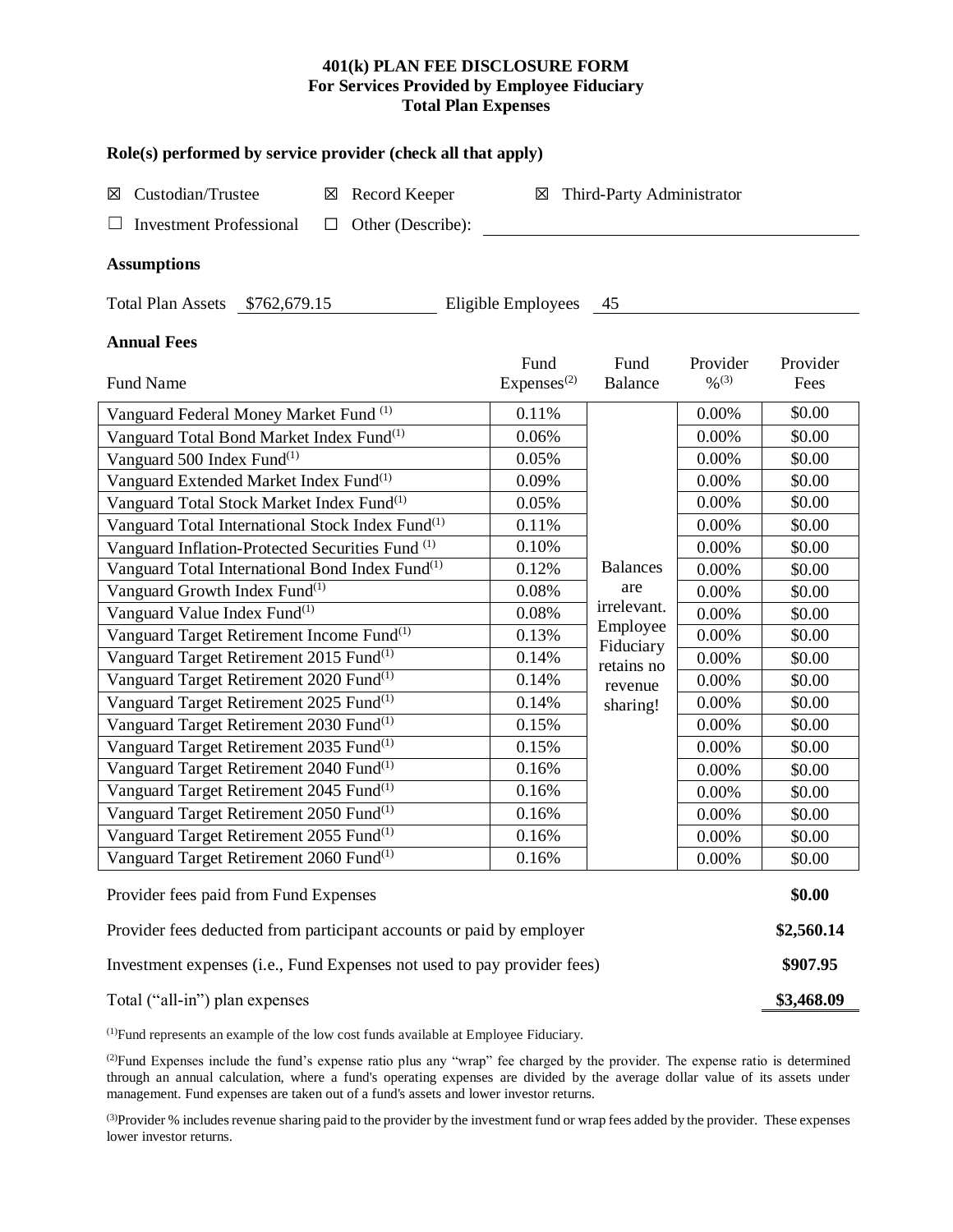**401(k) PLAN FEE DISCLOSURE FORM**
**For Services Provided by Employee Fiduciary**
**Total Plan Expenses**

**Role(s) performed by service provider (check all that apply)**

☒ Custodian/Trustee ☒ Record Keeper ☒ Third-Party Administrator

☐ Investment Professional ☐ Other (Describe): \_\_\_\_\_\_\_\_\_\_\_\_\_\_\_\_

**Assumptions**

Total Plan Assets $762,679.15 Eligible Employees 45

**Annual Fees**

| Fund Name | Fund Expenses[2] | Fund Balance | Provider %[3] | Provider Fees |
|---|---|---|---|---|
| Vanguard Federal Money Market Fund [1] | 0.11% | Balances are irrelevant. Employee Fiduciary retains no revenue sharing! | 0.00% | $0.00 |
| Vanguard Total Bond Market Index Fund[1] | 0.06% | | 0.00% | $0.00 |
| Vanguard 500 Index Fund[1] | 0.05% | | 0.00% | $0.00 |
| Vanguard Extended Market Index Fund[1] | 0.09% | | 0.00% | $0.00 |
| Vanguard Total Stock Market Index Fund[1] | 0.05% | | 0.00% | $0.00 |
| Vanguard Total International Stock Index Fund[1] | 0.11% | | 0.00% | $0.00 |
| Vanguard Inflation-Protected Securities Fund [1] | 0.10% | | 0.00% | $0.00 |
| Vanguard Total International Bond Index Fund[1] | 0.12% | | 0.00% | $0.00 |
| Vanguard Growth Index Fund[1] | 0.08% | | 0.00% | $0.00 |
| Vanguard Value Index Fund[1] | 0.08% | | 0.00% | $0.00 |
| Vanguard Target Retirement Income Fund[1] | 0.13% | | 0.00% | $0.00 |
| Vanguard Target Retirement 2015 Fund[1] | 0.14% | | 0.00% | $0.00 |
| Vanguard Target Retirement 2020 Fund[1] | 0.14% | | 0.00% | $0.00 |
| Vanguard Target Retirement 2025 Fund[1] | 0.14% | | 0.00% | $0.00 |
| Vanguard Target Retirement 2030 Fund[1] | 0.15% | | 0.00% | $0.00 |
| Vanguard Target Retirement 2035 Fund[1] | 0.15% | | 0.00% | $0.00 |
| Vanguard Target Retirement 2040 Fund[1] | 0.16% | | 0.00% | $0.00 |
| Vanguard Target Retirement 2045 Fund[1] | 0.16% | | 0.00% | $0.00 |
| Vanguard Target Retirement 2050 Fund[1] | 0.16% | | 0.00% | $0.00 |
| Vanguard Target Retirement 2055 Fund[1] | 0.16% | | 0.00% | $0.00 |
| Vanguard Target Retirement 2060 Fund[1] | 0.16% | | 0.00% | $0.00 |

| | |
|---|---|
| Provider fees paid from Fund Expenses | **$0.00** |
| Provider fees deducted from participant accounts or paid by employer | **$2,560.14** |
| Investment expenses (i.e., Fund Expenses not used to pay provider fees) | **$907.95** |
| Total ("all-in") plan expenses | **$3,468.09** |

[1]Fund represents an example of the low cost funds available at Employee Fiduciary.

[2]Fund Expenses include the fund's expense ratio plus any "wrap" fee charged by the provider. The expense ratio is determined through an annual calculation, where a fund's operating expenses are divided by the average dollar value of its assets under management. Fund expenses are taken out of a fund's assets and lower investor returns.

[3]Provider % includes revenue sharing paid to the provider by the investment fund or wrap fees added by the provider. These expenses lower investor returns.